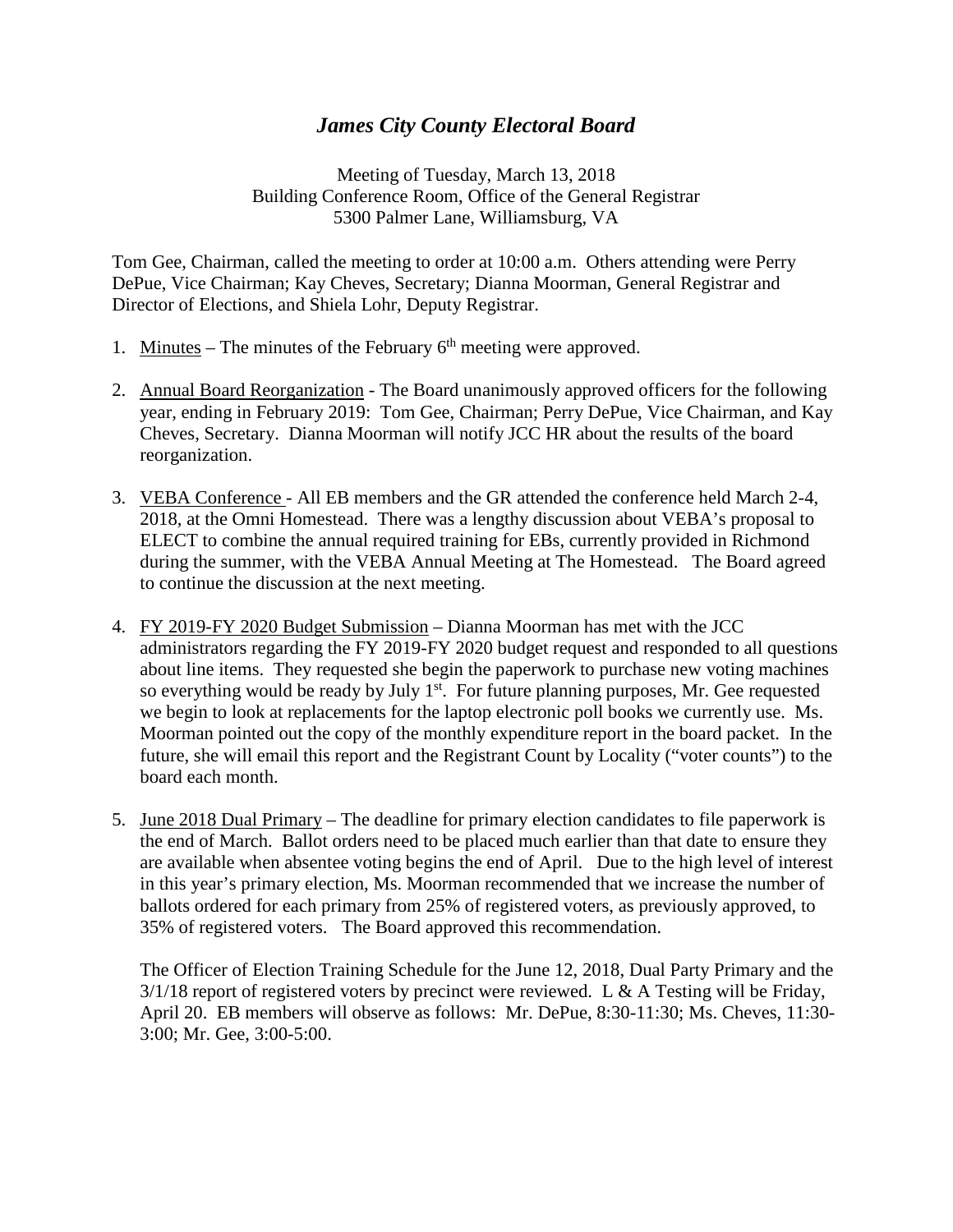# *James City County Electoral Board*

Meeting of Tuesday, March 13, 2018
Building Conference Room, Office of the General Registrar
5300 Palmer Lane, Williamsburg, VA

Tom Gee, Chairman, called the meeting to order at 10:00 a.m. Others attending were Perry DePue, Vice Chairman; Kay Cheves, Secretary; Dianna Moorman, General Registrar and Director of Elections, and Shiela Lohr, Deputy Registrar.

1. Minutes – The minutes of the February 6th meeting were approved.

2. Annual Board Reorganization - The Board unanimously approved officers for the following year, ending in February 2019: Tom Gee, Chairman; Perry DePue, Vice Chairman, and Kay Cheves, Secretary. Dianna Moorman will notify JCC HR about the results of the board reorganization.

3. VEBA Conference - All EB members and the GR attended the conference held March 2-4, 2018, at the Omni Homestead. There was a lengthy discussion about VEBA's proposal to ELECT to combine the annual required training for EBs, currently provided in Richmond during the summer, with the VEBA Annual Meeting at The Homestead. The Board agreed to continue the discussion at the next meeting.

4. FY 2019-FY 2020 Budget Submission – Dianna Moorman has met with the JCC administrators regarding the FY 2019-FY 2020 budget request and responded to all questions about line items. They requested she begin the paperwork to purchase new voting machines so everything would be ready by July 1st. For future planning purposes, Mr. Gee requested we begin to look at replacements for the laptop electronic poll books we currently use. Ms. Moorman pointed out the copy of the monthly expenditure report in the board packet. In the future, she will email this report and the Registrant Count by Locality ("voter counts") to the board each month.

5. June 2018 Dual Primary – The deadline for primary election candidates to file paperwork is the end of March. Ballot orders need to be placed much earlier than that date to ensure they are available when absentee voting begins the end of April. Due to the high level of interest in this year's primary election, Ms. Moorman recommended that we increase the number of ballots ordered for each primary from 25% of registered voters, as previously approved, to 35% of registered voters. The Board approved this recommendation.

   The Officer of Election Training Schedule for the June 12, 2018, Dual Party Primary and the 3/1/18 report of registered voters by precinct were reviewed. L & A Testing will be Friday, April 20. EB members will observe as follows: Mr. DePue, 8:30-11:30; Ms. Cheves, 11:30-3:00; Mr. Gee, 3:00-5:00.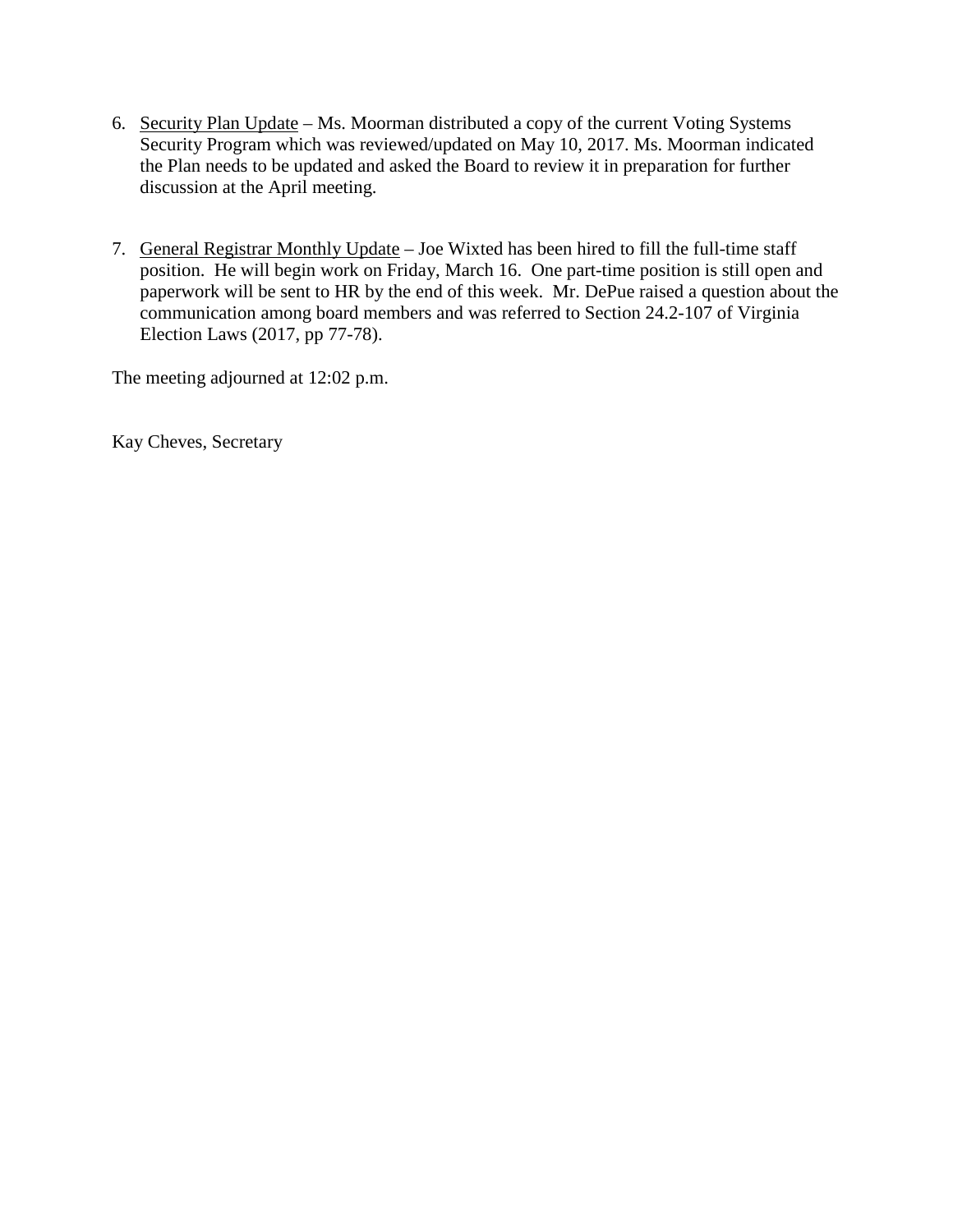6. <u>Security Plan Update</u> – Ms. Moorman distributed a copy of the current Voting Systems Security Program which was reviewed/updated on May 10, 2017. Ms. Moorman indicated the Plan needs to be updated and asked the Board to review it in preparation for further discussion at the April meeting.

7. <u>General Registrar Monthly Update</u> – Joe Wixted has been hired to fill the full-time staff position. He will begin work on Friday, March 16. One part-time position is still open and paperwork will be sent to HR by the end of this week. Mr. DePue raised a question about the communication among board members and was referred to Section 24.2-107 of Virginia Election Laws (2017, pp 77-78).

The meeting adjourned at 12:02 p.m.

Kay Cheves, Secretary